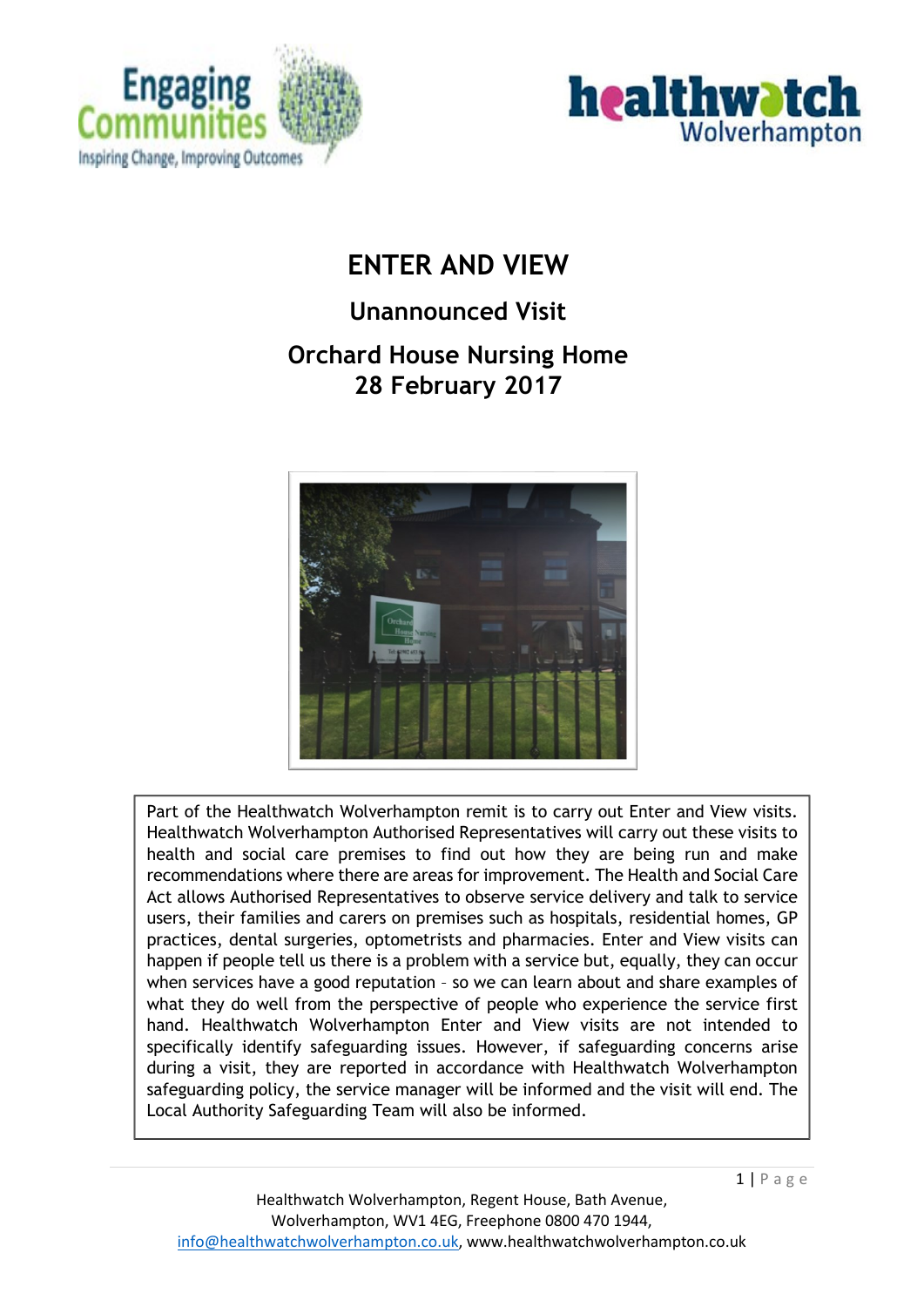# ENTER AND VIEW

## Unannounced Visit

## Orchard House Nursing Home
## 28 February 2017

Part of the Healthwatch Wolverhampton remit is to carry out Enter and View visits. Healthwatch Wolverhampton Authorised Representatives will carry out these visits to health and social care premises to find out how they are being run and make recommendations where there are areas for improvement. The Health and Social Care Act allows Authorised Representatives to observe service delivery and talk to service users, their families and carers on premises such as hospitals, residential homes, GP practices, dental surgeries, optometrists and pharmacies. Enter and View visits can happen if people tell us there is a problem with a service but, equally, they can occur when services have a good reputation – so we can learn about and share examples of what they do well from the perspective of people who experience the service first hand. Healthwatch Wolverhampton Enter and View visits are not intended to specifically identify safeguarding issues. However, if safeguarding concerns arise during a visit, they are reported in accordance with Healthwatch Wolverhampton safeguarding policy, the service manager will be informed and the visit will end. The Local Authority Safeguarding Team will also be informed.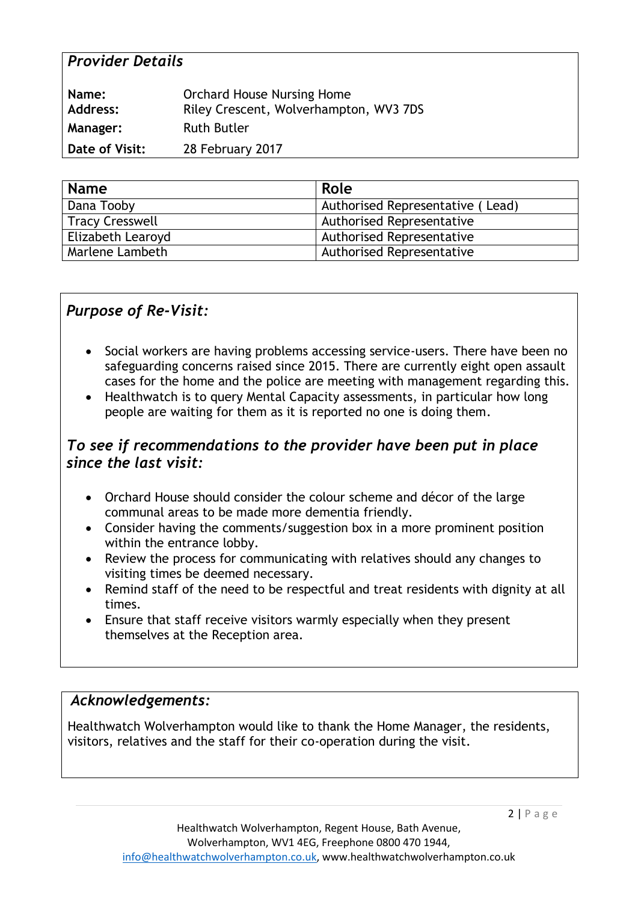## *Provider Details*

| | |
|---|---|
| **Name:** | Orchard House Nursing Home |
| **Address:** | Riley Crescent, Wolverhampton, WV3 7DS |
| **Manager:** | Ruth Butler |
| **Date of Visit:** | 28 February 2017 |

| Name | Role |
|---|---|
| Dana Tooby | Authorised Representative ( Lead) |
| Tracy Cresswell | Authorised Representative |
| Elizabeth Learoyd | Authorised Representative |
| Marlene Lambeth | Authorised Representative |

## *Purpose of Re-Visit:*

- Social workers are having problems accessing service-users. There have been no safeguarding concerns raised since 2015. There are currently eight open assault cases for the home and the police are meeting with management regarding this.
- Healthwatch is to query Mental Capacity assessments, in particular how long people are waiting for them as it is reported no one is doing them.

## *To see if recommendations to the provider have been put in place since the last visit:*

- Orchard House should consider the colour scheme and décor of the large communal areas to be made more dementia friendly.
- Consider having the comments/suggestion box in a more prominent position within the entrance lobby.
- Review the process for communicating with relatives should any changes to visiting times be deemed necessary.
- Remind staff of the need to be respectful and treat residents with dignity at all times.
- Ensure that staff receive visitors warmly especially when they present themselves at the Reception area.

## *Acknowledgements:*

Healthwatch Wolverhampton would like to thank the Home Manager, the residents, visitors, relatives and the staff for their co-operation during the visit.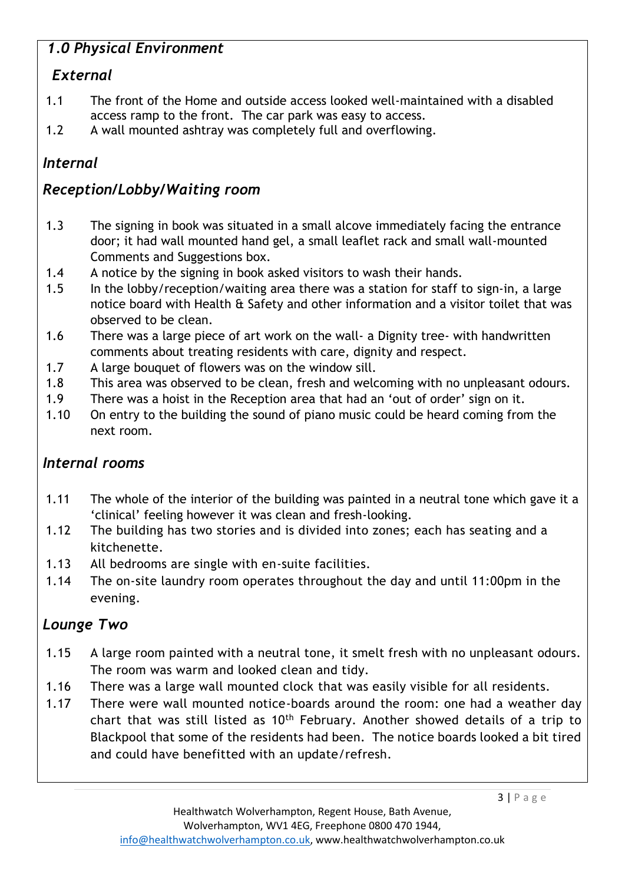## *1.0 Physical Environment*

### *External*

1.1 The front of the Home and outside access looked well-maintained with a disabled access ramp to the front. The car park was easy to access.

1.2 A wall mounted ashtray was completely full and overflowing.

### *Internal*

### *Reception/Lobby/Waiting room*

1.3 The signing in book was situated in a small alcove immediately facing the entrance door; it had wall mounted hand gel, a small leaflet rack and small wall-mounted Comments and Suggestions box.

1.4 A notice by the signing in book asked visitors to wash their hands.

1.5 In the lobby/reception/waiting area there was a station for staff to sign-in, a large notice board with Health & Safety and other information and a visitor toilet that was observed to be clean.

1.6 There was a large piece of art work on the wall- a Dignity tree- with handwritten comments about treating residents with care, dignity and respect.

1.7 A large bouquet of flowers was on the window sill.

1.8 This area was observed to be clean, fresh and welcoming with no unpleasant odours.

1.9 There was a hoist in the Reception area that had an 'out of order' sign on it.

1.10 On entry to the building the sound of piano music could be heard coming from the next room.

### *Internal rooms*

1.11 The whole of the interior of the building was painted in a neutral tone which gave it a 'clinical' feeling however it was clean and fresh-looking.

1.12 The building has two stories and is divided into zones; each has seating and a kitchenette.

1.13 All bedrooms are single with en-suite facilities.

1.14 The on-site laundry room operates throughout the day and until 11:00pm in the evening.

### *Lounge Two*

1.15 A large room painted with a neutral tone, it smelt fresh with no unpleasant odours. The room was warm and looked clean and tidy.

1.16 There was a large wall mounted clock that was easily visible for all residents.

1.17 There were wall mounted notice-boards around the room: one had a weather day chart that was still listed as 10th February. Another showed details of a trip to Blackpool that some of the residents had been. The notice boards looked a bit tired and could have benefitted with an update/refresh.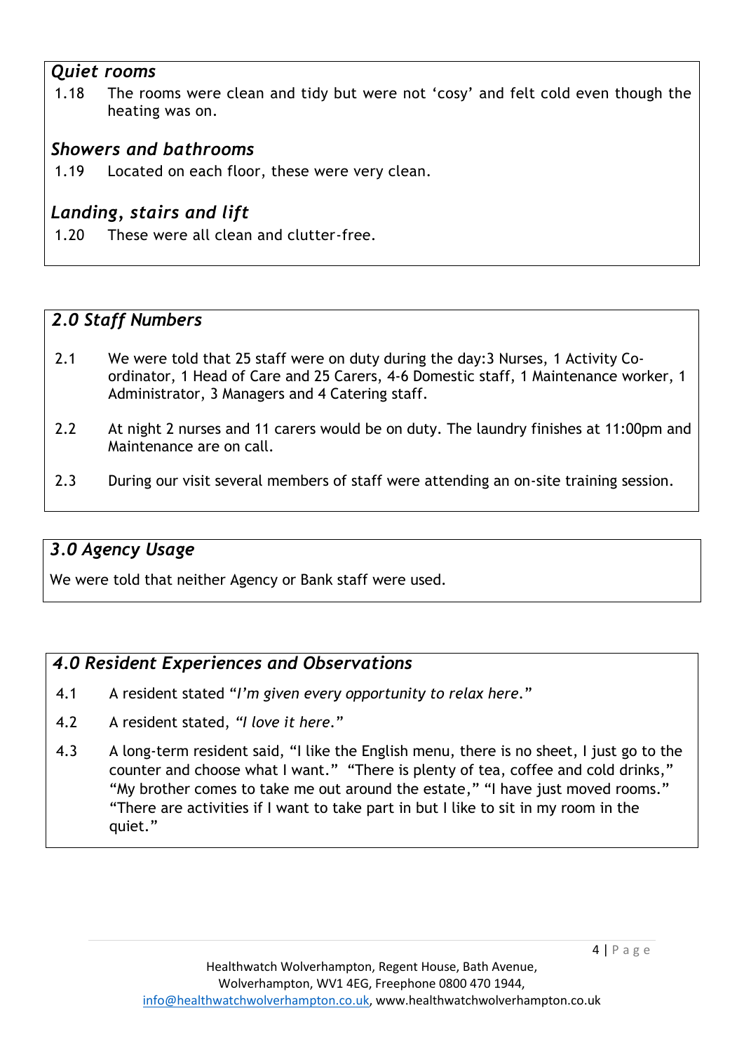### *Quiet rooms*

1.18 The rooms were clean and tidy but were not 'cosy' and felt cold even though the heating was on.

### *Showers and bathrooms*

1.19 Located on each floor, these were very clean.

### *Landing, stairs and lift*

1.20 These were all clean and clutter-free.

## *2.0 Staff Numbers*

2.1 We were told that 25 staff were on duty during the day:3 Nurses, 1 Activity Co-ordinator, 1 Head of Care and 25 Carers, 4-6 Domestic staff, 1 Maintenance worker, 1 Administrator, 3 Managers and 4 Catering staff.

2.2 At night 2 nurses and 11 carers would be on duty. The laundry finishes at 11:00pm and Maintenance are on call.

2.3 During our visit several members of staff were attending an on-site training session.

## *3.0 Agency Usage*

We were told that neither Agency or Bank staff were used.

## *4.0 Resident Experiences and Observations*

4.1 A resident stated "*I'm given every opportunity to relax here*."

4.2 A resident stated, *"I love it here*."

4.3 A long-term resident said, "I like the English menu, there is no sheet, I just go to the counter and choose what I want." "There is plenty of tea, coffee and cold drinks," "My brother comes to take me out around the estate," "I have just moved rooms." "There are activities if I want to take part in but I like to sit in my room in the quiet."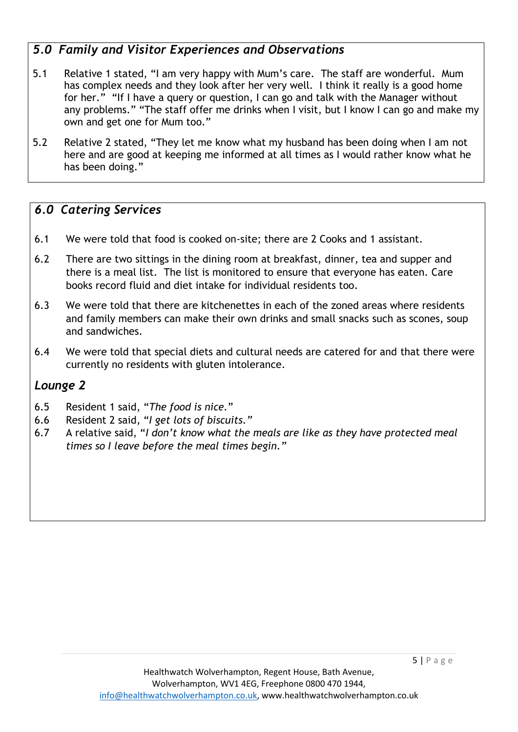## *5.0 Family and Visitor Experiences and Observations*

5.1 Relative 1 stated, "I am very happy with Mum's care. The staff are wonderful. Mum has complex needs and they look after her very well. I think it really is a good home for her." "If I have a query or question, I can go and talk with the Manager without any problems." "The staff offer me drinks when I visit, but I know I can go and make my own and get one for Mum too."

5.2 Relative 2 stated, "They let me know what my husband has been doing when I am not here and are good at keeping me informed at all times as I would rather know what he has been doing."

## *6.0 Catering Services*

6.1 We were told that food is cooked on-site; there are 2 Cooks and 1 assistant.

6.2 There are two sittings in the dining room at breakfast, dinner, tea and supper and there is a meal list. The list is monitored to ensure that everyone has eaten. Care books record fluid and diet intake for individual residents too.

6.3 We were told that there are kitchenettes in each of the zoned areas where residents and family members can make their own drinks and small snacks such as scones, soup and sandwiches.

6.4 We were told that special diets and cultural needs are catered for and that there were currently no residents with gluten intolerance.

### *Lounge 2*

6.5 Resident 1 said, "*The food is nice.*"
6.6 Resident 2 said, "*I get lots of biscuits.*"
6.7 A relative said, "*I don't know what the meals are like as they have protected meal times so I leave before the meal times begin.*"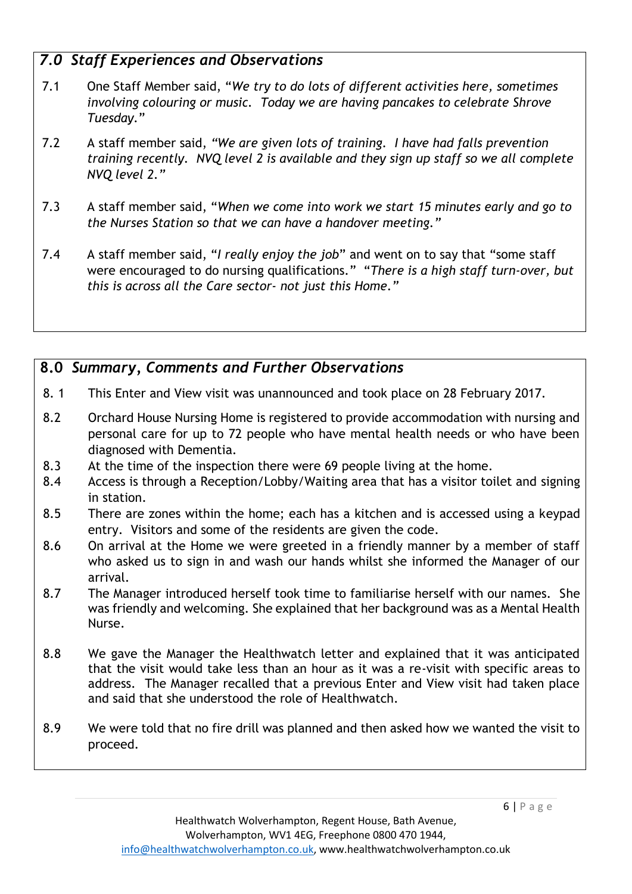## *7.0 Staff Experiences and Observations*

7.1 One Staff Member said, "*We try to do lots of different activities here, sometimes involving colouring or music. Today we are having pancakes to celebrate Shrove Tuesday.*"

7.2 A staff member said, *"We are given lots of training. I have had falls prevention training recently. NVQ level 2 is available and they sign up staff so we all complete NVQ level 2."*

7.3 A staff member said, "*When we come into work we start 15 minutes early and go to the Nurses Station so that we can have a handover meeting.*"

7.4 A staff member said, "*I really enjoy the job*" and went on to say that "some staff were encouraged to do nursing qualifications." "*There is a high staff turn-over, but this is across all the Care sector- not just this Home.*"

## 8.0 *Summary, Comments and Further Observations*

8.1 This Enter and View visit was unannounced and took place on 28 February 2017.

8.2 Orchard House Nursing Home is registered to provide accommodation with nursing and personal care for up to 72 people who have mental health needs or who have been diagnosed with Dementia.

8.3 At the time of the inspection there were 69 people living at the home.

8.4 Access is through a Reception/Lobby/Waiting area that has a visitor toilet and signing in station.

8.5 There are zones within the home; each has a kitchen and is accessed using a keypad entry. Visitors and some of the residents are given the code.

8.6 On arrival at the Home we were greeted in a friendly manner by a member of staff who asked us to sign in and wash our hands whilst she informed the Manager of our arrival.

8.7 The Manager introduced herself took time to familiarise herself with our names. She was friendly and welcoming. She explained that her background was as a Mental Health Nurse.

8.8 We gave the Manager the Healthwatch letter and explained that it was anticipated that the visit would take less than an hour as it was a re-visit with specific areas to address. The Manager recalled that a previous Enter and View visit had taken place and said that she understood the role of Healthwatch.

8.9 We were told that no fire drill was planned and then asked how we wanted the visit to proceed.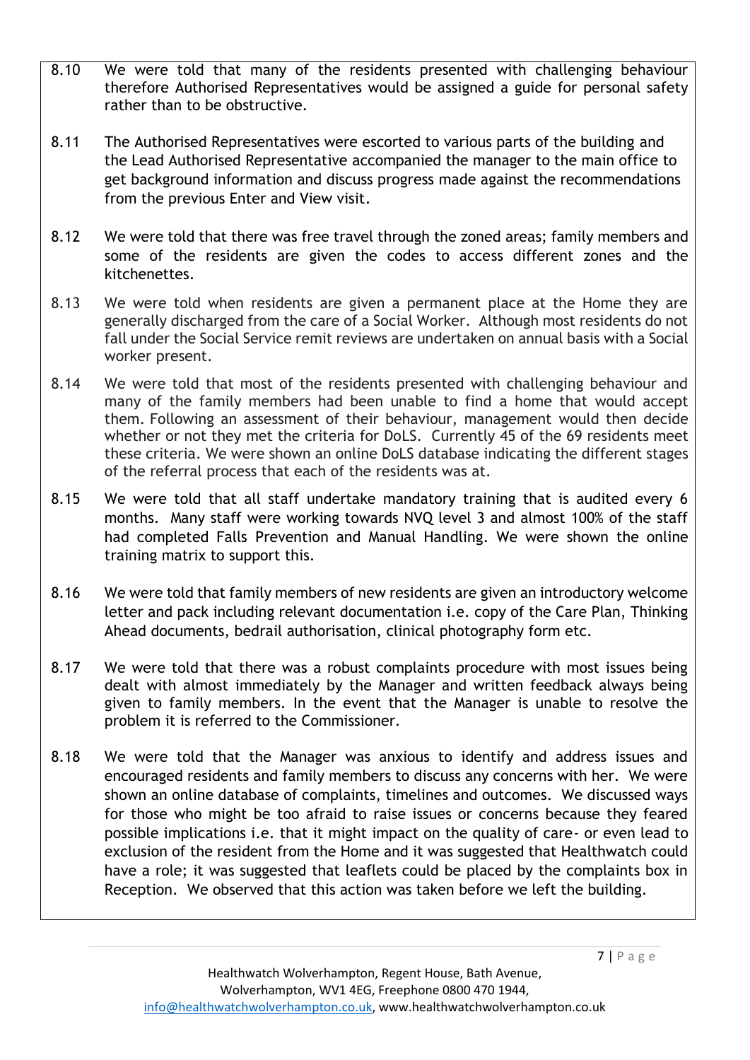8.10 We were told that many of the residents presented with challenging behaviour therefore Authorised Representatives would be assigned a guide for personal safety rather than to be obstructive.

8.11 The Authorised Representatives were escorted to various parts of the building and the Lead Authorised Representative accompanied the manager to the main office to get background information and discuss progress made against the recommendations from the previous Enter and View visit.

8.12 We were told that there was free travel through the zoned areas; family members and some of the residents are given the codes to access different zones and the kitchenettes.

8.13 We were told when residents are given a permanent place at the Home they are generally discharged from the care of a Social Worker. Although most residents do not fall under the Social Service remit reviews are undertaken on annual basis with a Social worker present.

8.14 We were told that most of the residents presented with challenging behaviour and many of the family members had been unable to find a home that would accept them. Following an assessment of their behaviour, management would then decide whether or not they met the criteria for DoLS. Currently 45 of the 69 residents meet these criteria. We were shown an online DoLS database indicating the different stages of the referral process that each of the residents was at.

8.15 We were told that all staff undertake mandatory training that is audited every 6 months. Many staff were working towards NVQ level 3 and almost 100% of the staff had completed Falls Prevention and Manual Handling. We were shown the online training matrix to support this.

8.16 We were told that family members of new residents are given an introductory welcome letter and pack including relevant documentation i.e. copy of the Care Plan, Thinking Ahead documents, bedrail authorisation, clinical photography form etc.

8.17 We were told that there was a robust complaints procedure with most issues being dealt with almost immediately by the Manager and written feedback always being given to family members. In the event that the Manager is unable to resolve the problem it is referred to the Commissioner.

8.18 We were told that the Manager was anxious to identify and address issues and encouraged residents and family members to discuss any concerns with her. We were shown an online database of complaints, timelines and outcomes. We discussed ways for those who might be too afraid to raise issues or concerns because they feared possible implications i.e. that it might impact on the quality of care- or even lead to exclusion of the resident from the Home and it was suggested that Healthwatch could have a role; it was suggested that leaflets could be placed by the complaints box in Reception. We observed that this action was taken before we left the building.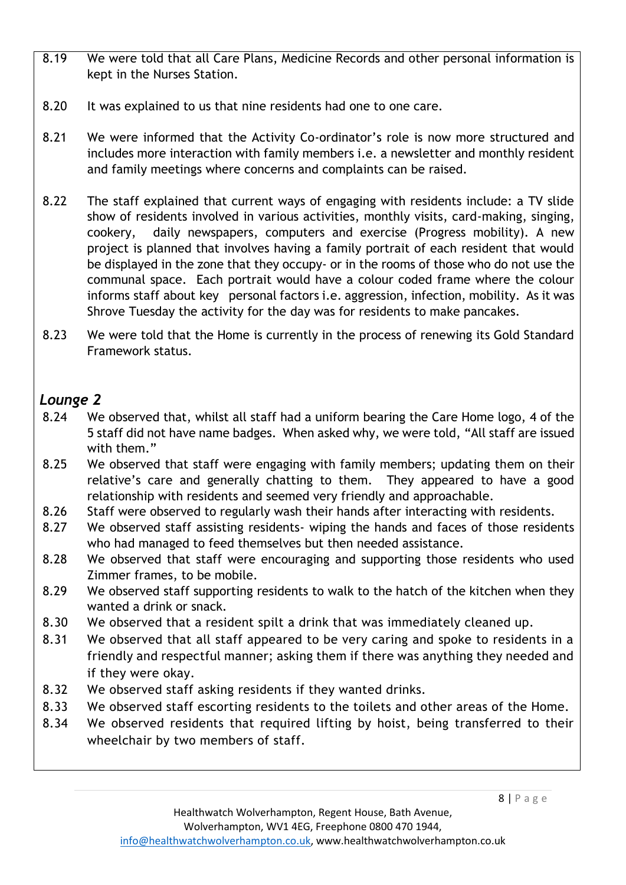8.19 We were told that all Care Plans, Medicine Records and other personal information is kept in the Nurses Station.

8.20 It was explained to us that nine residents had one to one care.

8.21 We were informed that the Activity Co-ordinator's role is now more structured and includes more interaction with family members i.e. a newsletter and monthly resident and family meetings where concerns and complaints can be raised.

8.22 The staff explained that current ways of engaging with residents include: a TV slide show of residents involved in various activities, monthly visits, card-making, singing, cookery, daily newspapers, computers and exercise (Progress mobility). A new project is planned that involves having a family portrait of each resident that would be displayed in the zone that they occupy- or in the rooms of those who do not use the communal space. Each portrait would have a colour coded frame where the colour informs staff about key personal factors i.e. aggression, infection, mobility. As it was Shrove Tuesday the activity for the day was for residents to make pancakes.

8.23 We were told that the Home is currently in the process of renewing its Gold Standard Framework status.

## *Lounge 2*

8.24 We observed that, whilst all staff had a uniform bearing the Care Home logo, 4 of the 5 staff did not have name badges. When asked why, we were told, "All staff are issued with them."

8.25 We observed that staff were engaging with family members; updating them on their relative's care and generally chatting to them. They appeared to have a good relationship with residents and seemed very friendly and approachable.

8.26 Staff were observed to regularly wash their hands after interacting with residents.

8.27 We observed staff assisting residents- wiping the hands and faces of those residents who had managed to feed themselves but then needed assistance.

8.28 We observed that staff were encouraging and supporting those residents who used Zimmer frames, to be mobile.

8.29 We observed staff supporting residents to walk to the hatch of the kitchen when they wanted a drink or snack.

8.30 We observed that a resident spilt a drink that was immediately cleaned up.

8.31 We observed that all staff appeared to be very caring and spoke to residents in a friendly and respectful manner; asking them if there was anything they needed and if they were okay.

8.32 We observed staff asking residents if they wanted drinks.

8.33 We observed staff escorting residents to the toilets and other areas of the Home.

8.34 We observed residents that required lifting by hoist, being transferred to their wheelchair by two members of staff.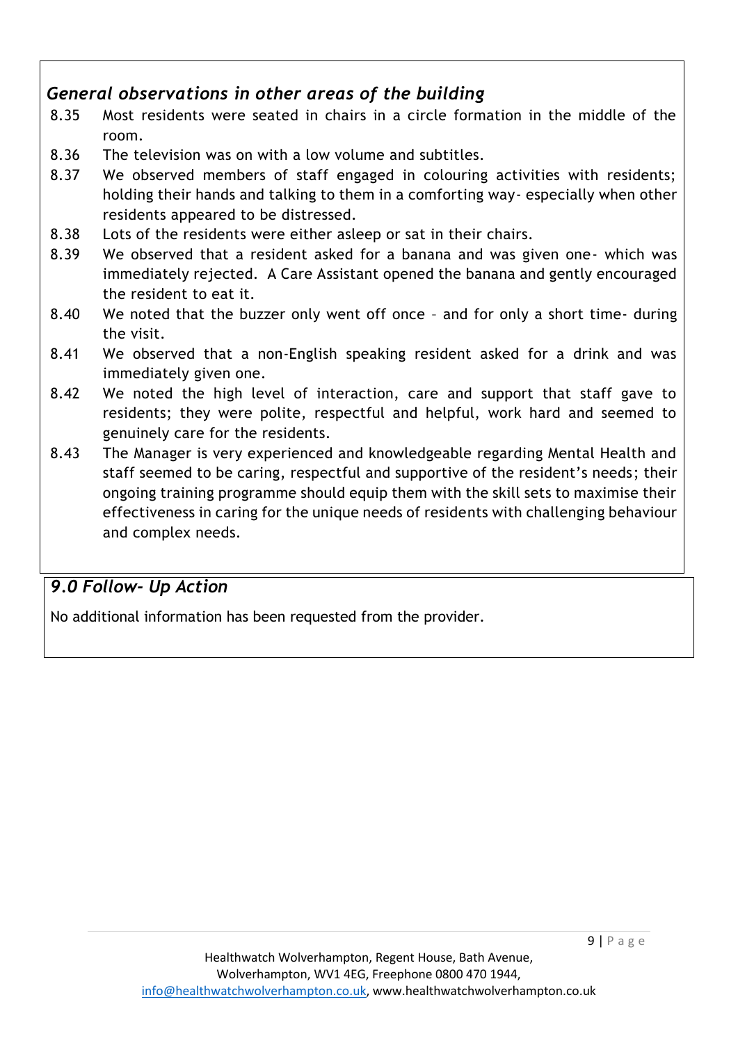### *General observations in other areas of the building*

8.35 Most residents were seated in chairs in a circle formation in the middle of the room.

8.36 The television was on with a low volume and subtitles.

8.37 We observed members of staff engaged in colouring activities with residents; holding their hands and talking to them in a comforting way- especially when other residents appeared to be distressed.

8.38 Lots of the residents were either asleep or sat in their chairs.

8.39 We observed that a resident asked for a banana and was given one- which was immediately rejected. A Care Assistant opened the banana and gently encouraged the resident to eat it.

8.40 We noted that the buzzer only went off once – and for only a short time- during the visit.

8.41 We observed that a non-English speaking resident asked for a drink and was immediately given one.

8.42 We noted the high level of interaction, care and support that staff gave to residents; they were polite, respectful and helpful, work hard and seemed to genuinely care for the residents.

8.43 The Manager is very experienced and knowledgeable regarding Mental Health and staff seemed to be caring, respectful and supportive of the resident's needs; their ongoing training programme should equip them with the skill sets to maximise their effectiveness in caring for the unique needs of residents with challenging behaviour and complex needs.

## *9.0 Follow- Up Action*

No additional information has been requested from the provider.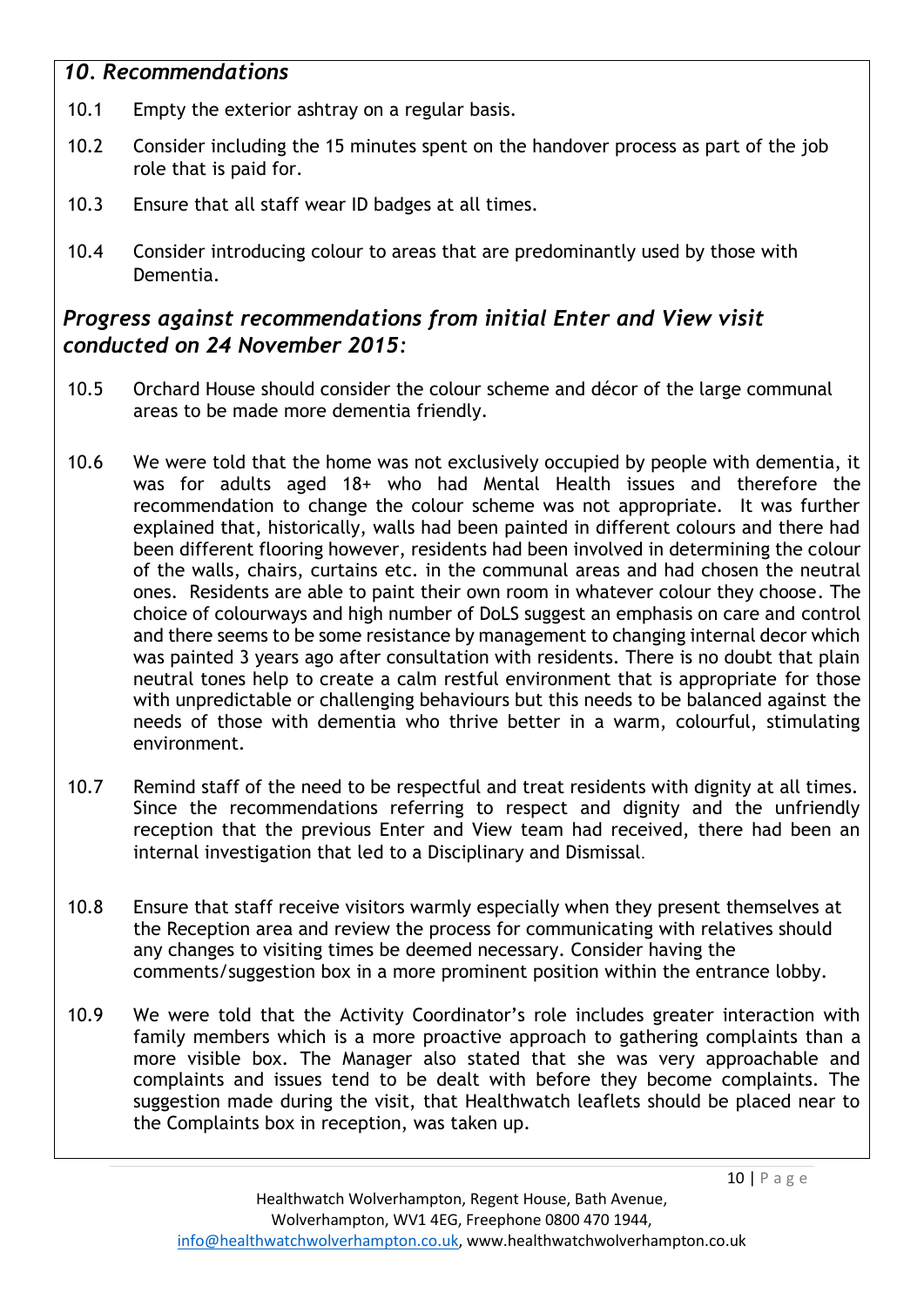## *10. Recommendations*

10.1 Empty the exterior ashtray on a regular basis.

10.2 Consider including the 15 minutes spent on the handover process as part of the job role that is paid for.

10.3 Ensure that all staff wear ID badges at all times.

10.4 Consider introducing colour to areas that are predominantly used by those with Dementia.

## *Progress against recommendations from initial Enter and View visit conducted on 24 November 2015:*

10.5 Orchard House should consider the colour scheme and décor of the large communal areas to be made more dementia friendly.

10.6 We were told that the home was not exclusively occupied by people with dementia, it was for adults aged 18+ who had Mental Health issues and therefore the recommendation to change the colour scheme was not appropriate. It was further explained that, historically, walls had been painted in different colours and there had been different flooring however, residents had been involved in determining the colour of the walls, chairs, curtains etc. in the communal areas and had chosen the neutral ones. Residents are able to paint their own room in whatever colour they choose. The choice of colourways and high number of DoLS suggest an emphasis on care and control and there seems to be some resistance by management to changing internal decor which was painted 3 years ago after consultation with residents. There is no doubt that plain neutral tones help to create a calm restful environment that is appropriate for those with unpredictable or challenging behaviours but this needs to be balanced against the needs of those with dementia who thrive better in a warm, colourful, stimulating environment.

10.7 Remind staff of the need to be respectful and treat residents with dignity at all times. Since the recommendations referring to respect and dignity and the unfriendly reception that the previous Enter and View team had received, there had been an internal investigation that led to a Disciplinary and Dismissal.

10.8 Ensure that staff receive visitors warmly especially when they present themselves at the Reception area and review the process for communicating with relatives should any changes to visiting times be deemed necessary. Consider having the comments/suggestion box in a more prominent position within the entrance lobby.

10.9 We were told that the Activity Coordinator's role includes greater interaction with family members which is a more proactive approach to gathering complaints than a more visible box. The Manager also stated that she was very approachable and complaints and issues tend to be dealt with before they become complaints. The suggestion made during the visit, that Healthwatch leaflets should be placed near to the Complaints box in reception, was taken up.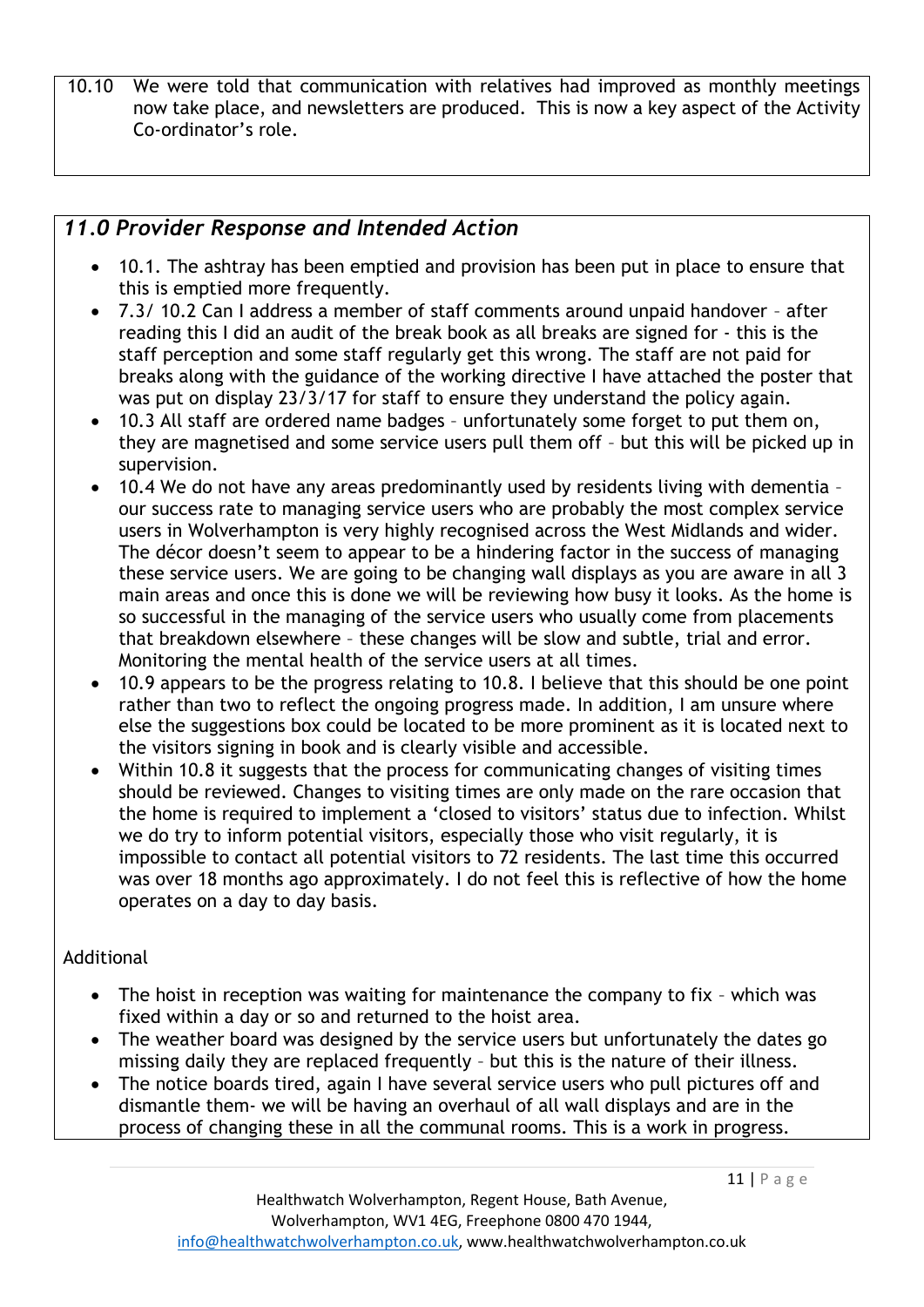| 10.10 | We were told that communication with relatives had improved as monthly meetings now take place, and newsletters are produced. This is now a key aspect of the Activity Co-ordinator's role. |
|---|---|

## *11.0 Provider Response and Intended Action*

- 10.1. The ashtray has been emptied and provision has been put in place to ensure that this is emptied more frequently.
- 7.3/ 10.2 Can I address a member of staff comments around unpaid handover – after reading this I did an audit of the break book as all breaks are signed for - this is the staff perception and some staff regularly get this wrong. The staff are not paid for breaks along with the guidance of the working directive I have attached the poster that was put on display 23/3/17 for staff to ensure they understand the policy again.
- 10.3 All staff are ordered name badges – unfortunately some forget to put them on, they are magnetised and some service users pull them off – but this will be picked up in supervision.
- 10.4 We do not have any areas predominantly used by residents living with dementia – our success rate to managing service users who are probably the most complex service users in Wolverhampton is very highly recognised across the West Midlands and wider. The décor doesn't seem to appear to be a hindering factor in the success of managing these service users. We are going to be changing wall displays as you are aware in all 3 main areas and once this is done we will be reviewing how busy it looks. As the home is so successful in the managing of the service users who usually come from placements that breakdown elsewhere – these changes will be slow and subtle, trial and error. Monitoring the mental health of the service users at all times.
- 10.9 appears to be the progress relating to 10.8. I believe that this should be one point rather than two to reflect the ongoing progress made. In addition, I am unsure where else the suggestions box could be located to be more prominent as it is located next to the visitors signing in book and is clearly visible and accessible.
- Within 10.8 it suggests that the process for communicating changes of visiting times should be reviewed. Changes to visiting times are only made on the rare occasion that the home is required to implement a 'closed to visitors' status due to infection. Whilst we do try to inform potential visitors, especially those who visit regularly, it is impossible to contact all potential visitors to 72 residents. The last time this occurred was over 18 months ago approximately. I do not feel this is reflective of how the home operates on a day to day basis.

Additional

- The hoist in reception was waiting for maintenance the company to fix – which was fixed within a day or so and returned to the hoist area.
- The weather board was designed by the service users but unfortunately the dates go missing daily they are replaced frequently – but this is the nature of their illness.
- The notice boards tired, again I have several service users who pull pictures off and dismantle them- we will be having an overhaul of all wall displays and are in the process of changing these in all the communal rooms. This is a work in progress.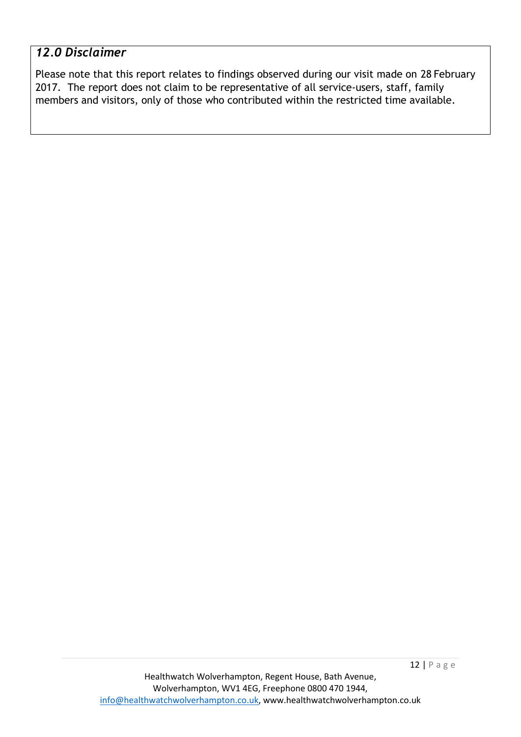## *12.0 Disclaimer*

Please note that this report relates to findings observed during our visit made on 28 February 2017. The report does not claim to be representative of all service-users, staff, family members and visitors, only of those who contributed within the restricted time available.